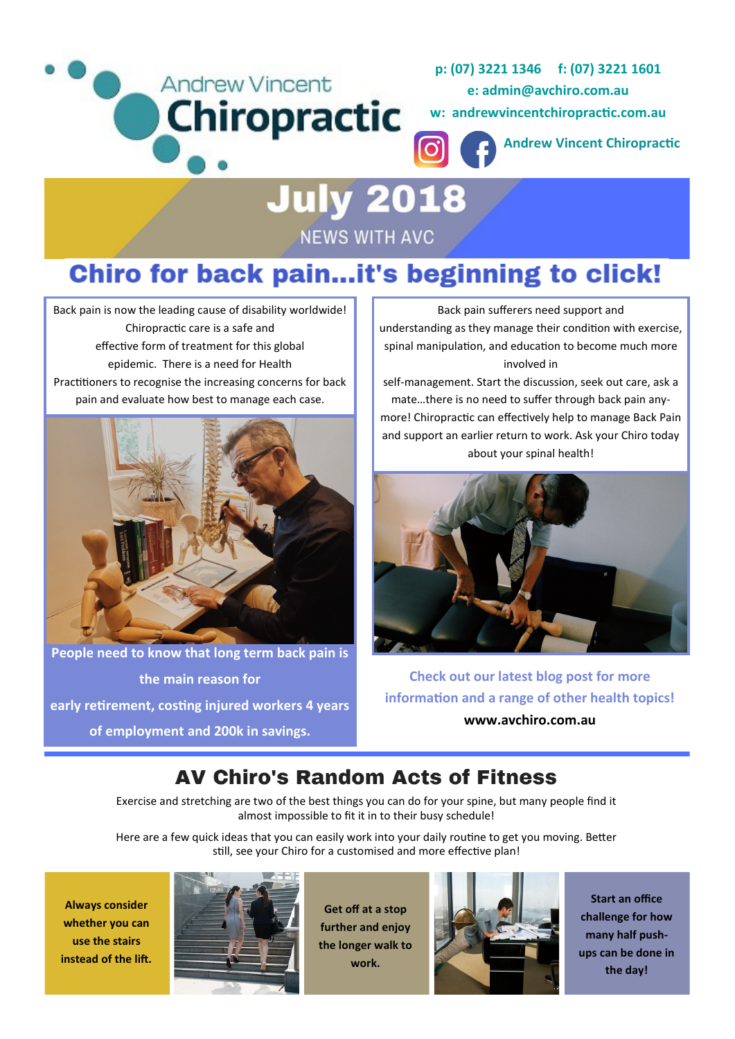Andrew Vincent **Chiropractic**

**p: (07) 3221 1346 f: (07) 3221 1601**
**e: admin@avchiro.com.au**
**w: andrewvincentchiropractic.com.au**
**Andrew Vincent Chiropractic**

# July 2018

NEWS WITH AVC

# Chiro for back pain...it's beginning to click!

Back pain is now the leading cause of disability worldwide! Chiropractic care is a safe and effective form of treatment for this global epidemic. There is a need for Health Practitioners to recognise the increasing concerns for back pain and evaluate how best to manage each case.

**People need to know that long term back pain is the main reason for early retirement, costing injured workers 4 years of employment and 200k in savings.**

Back pain sufferers need support and understanding as they manage their condition with exercise, spinal manipulation, and education to become much more involved in self-management. Start the discussion, seek out care, ask a mate…there is no need to suffer through back pain anymore! Chiropractic can effectively help to manage Back Pain and support an earlier return to work. Ask your Chiro today about your spinal health!

**Check out our latest blog post for more information and a range of other health topics!**
**www.avchiro.com.au**

## AV Chiro's Random Acts of Fitness

Exercise and stretching are two of the best things you can do for your spine, but many people find it almost impossible to fit it in to their busy schedule!

Here are a few quick ideas that you can easily work into your daily routine to get you moving. Better still, see your Chiro for a customised and more effective plan!

**Always consider whether you can use the stairs instead of the lift.**

**Get off at a stop further and enjoy the longer walk to work.**

**Start an office challenge for how many half push-ups can be done in the day!**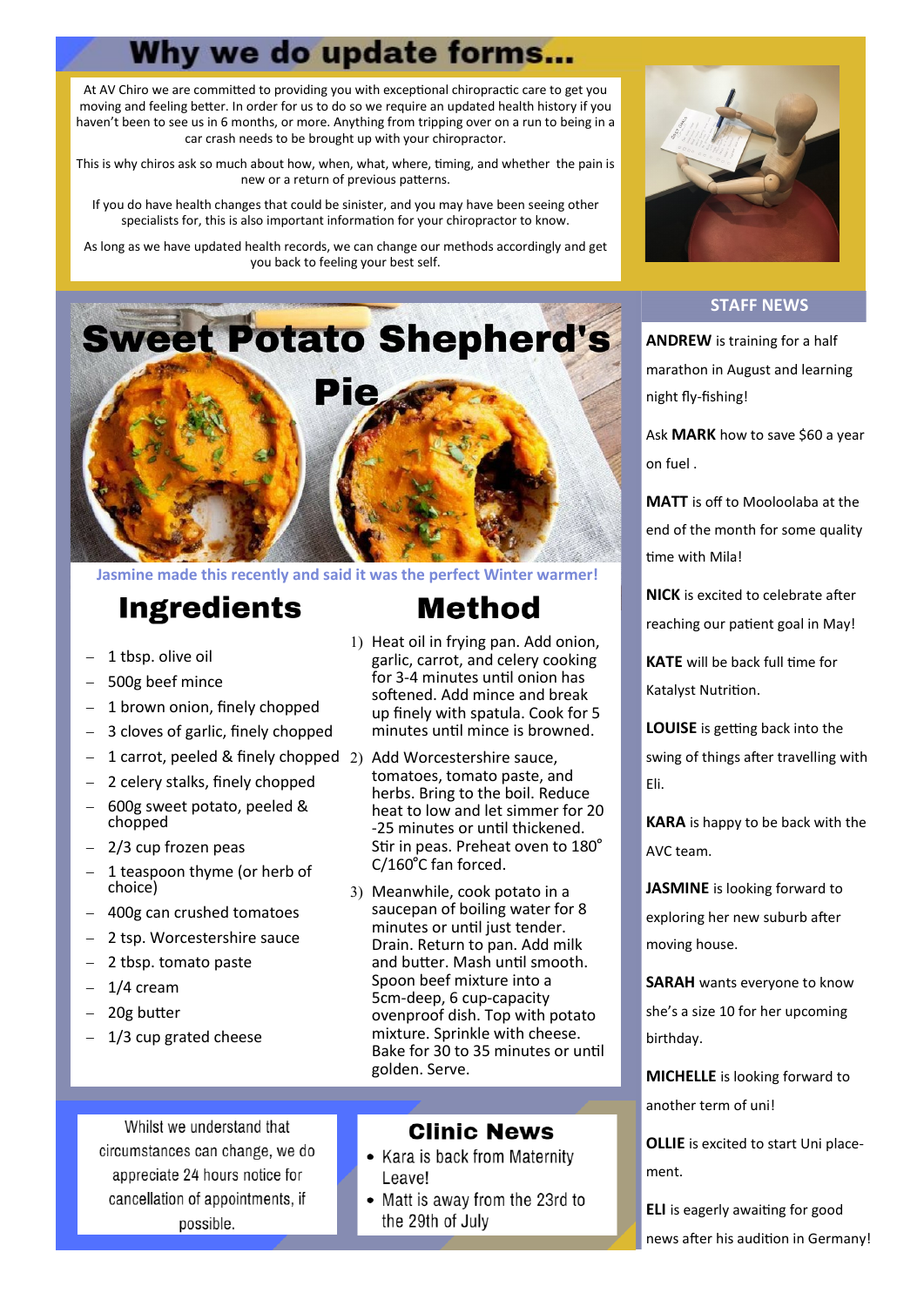# Why we do update forms...

At AV Chiro we are committed to providing you with exceptional chiropractic care to get you moving and feeling better. In order for us to do so we require an updated health history if you haven't been to see us in 6 months, or more. Anything from tripping over on a run to being in a car crash needs to be brought up with your chiropractor.

This is why chiros ask so much about how, when, what, where, timing, and whether the pain is new or a return of previous patterns.

If you do have health changes that could be sinister, and you may have been seeing other specialists for, this is also important information for your chiropractor to know.

As long as we have updated health records, we can change our methods accordingly and get you back to feeling your best self.

# Sweet Potato Shepherd's Pie

Jasmine made this recently and said it was the perfect Winter warmer!

## Ingredients

- 1 tbsp. olive oil
- 500g beef mince
- 1 brown onion, finely chopped
- 3 cloves of garlic, finely chopped
- 1 carrot, peeled & finely chopped
- 2 celery stalks, finely chopped
- 600g sweet potato, peeled & chopped
- 2/3 cup frozen peas
- 1 teaspoon thyme (or herb of choice)
- 400g can crushed tomatoes
- 2 tsp. Worcestershire sauce
- 2 tbsp. tomato paste
- 1/4 cream
- 20g butter
- 1/3 cup grated cheese

## Method

1) Heat oil in frying pan. Add onion, garlic, carrot, and celery cooking for 3-4 minutes until onion has softened. Add mince and break up finely with spatula. Cook for 5 minutes until mince is browned.
2) Add Worcestershire sauce, tomatoes, tomato paste, and herbs. Bring to the boil. Reduce heat to low and let simmer for 20 -25 minutes or until thickened. Stir in peas. Preheat oven to 180˚C/160˚C fan forced.
3) Meanwhile, cook potato in a saucepan of boiling water for 8 minutes or until just tender. Drain. Return to pan. Add milk and butter. Mash until smooth. Spoon beef mixture into a 5cm-deep, 6 cup-capacity ovenproof dish. Top with potato mixture. Sprinkle with cheese. Bake for 30 to 35 minutes or until golden. Serve.

Whilst we understand that circumstances can change, we do appreciate 24 hours notice for cancellation of appointments, if possible.

## Clinic News

- Kara is back from Maternity Leave!
- Matt is away from the 23rd to the 29th of July

## STAFF NEWS

**ANDREW** is training for a half marathon in August and learning night fly-fishing!

Ask **MARK** how to save $60 a year on fuel .

**MATT** is off to Mooloolaba at the end of the month for some quality time with Mila!

**NICK** is excited to celebrate after reaching our patient goal in May!

**KATE** will be back full time for Katalyst Nutrition.

**LOUISE** is getting back into the swing of things after travelling with Eli.

**KARA** is happy to be back with the AVC team.

**JASMINE** is looking forward to exploring her new suburb after moving house.

**SARAH** wants everyone to know she's a size 10 for her upcoming birthday.

**MICHELLE** is looking forward to another term of uni!

**OLLIE** is excited to start Uni placement.

**ELI** is eagerly awaiting for good news after his audition in Germany!